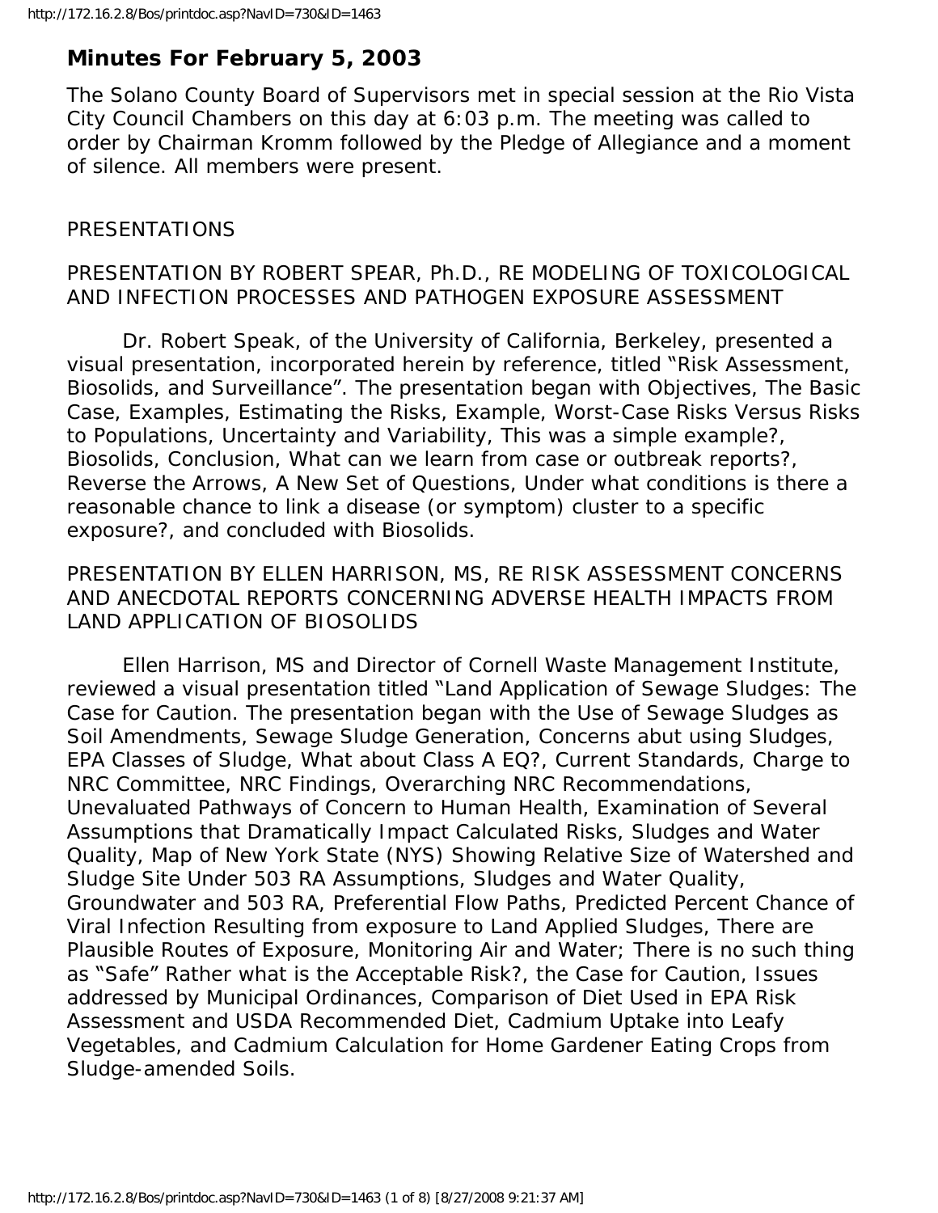## Minutes For February 5, 2003

The Solano County Board of Supervisors met in special session at the Rio Vista City Council Chambers on this day at 6:03 p.m. The meeting was called to order by Chairman Kromm followed by the Pledge of Allegiance and a moment of silence. All members were present.

PRESENTATIONS

PRESENTATION BY ROBERT SPEAR, Ph.D., RE MODELING OF TOXICOLOGICAL AND INFECTION PROCESSES AND PATHOGEN EXPOSURE ASSESSMENT

Dr. Robert Speak, of the University of California, Berkeley, presented a visual presentation, incorporated herein by reference, titled "Risk Assessment, Biosolids, and Surveillance". The presentation began with Objectives, The Basic Case, Examples, Estimating the Risks, Example, Worst-Case Risks Versus Risks to Populations, Uncertainty and Variability, This was a simple example?, Biosolids, Conclusion, What can we learn from case or outbreak reports?, Reverse the Arrows, A New Set of Questions, Under what conditions is there a reasonable chance to link a disease (or symptom) cluster to a specific exposure?, and concluded with Biosolids.

PRESENTATION BY ELLEN HARRISON, MS, RE RISK ASSESSMENT CONCERNS AND ANECDOTAL REPORTS CONCERNING ADVERSE HEALTH IMPACTS FROM LAND APPLICATION OF BIOSOLIDS

Ellen Harrison, MS and Director of Cornell Waste Management Institute, reviewed a visual presentation titled "Land Application of Sewage Sludges: The Case for Caution. The presentation began with the Use of Sewage Sludges as Soil Amendments, Sewage Sludge Generation, Concerns abut using Sludges, EPA Classes of Sludge, What about Class A EQ?, Current Standards, Charge to NRC Committee, NRC Findings, Overarching NRC Recommendations, Unevaluated Pathways of Concern to Human Health, Examination of Several Assumptions that Dramatically Impact Calculated Risks, Sludges and Water Quality, Map of New York State (NYS) Showing Relative Size of Watershed and Sludge Site Under 503 RA Assumptions, Sludges and Water Quality, Groundwater and 503 RA, Preferential Flow Paths, Predicted Percent Chance of Viral Infection Resulting from exposure to Land Applied Sludges, There are Plausible Routes of Exposure, Monitoring Air and Water; There is no such thing as "Safe" Rather what is the Acceptable Risk?, the Case for Caution, Issues addressed by Municipal Ordinances, Comparison of Diet Used in EPA Risk Assessment and USDA Recommended Diet, Cadmium Uptake into Leafy Vegetables, and Cadmium Calculation for Home Gardener Eating Crops from Sludge-amended Soils.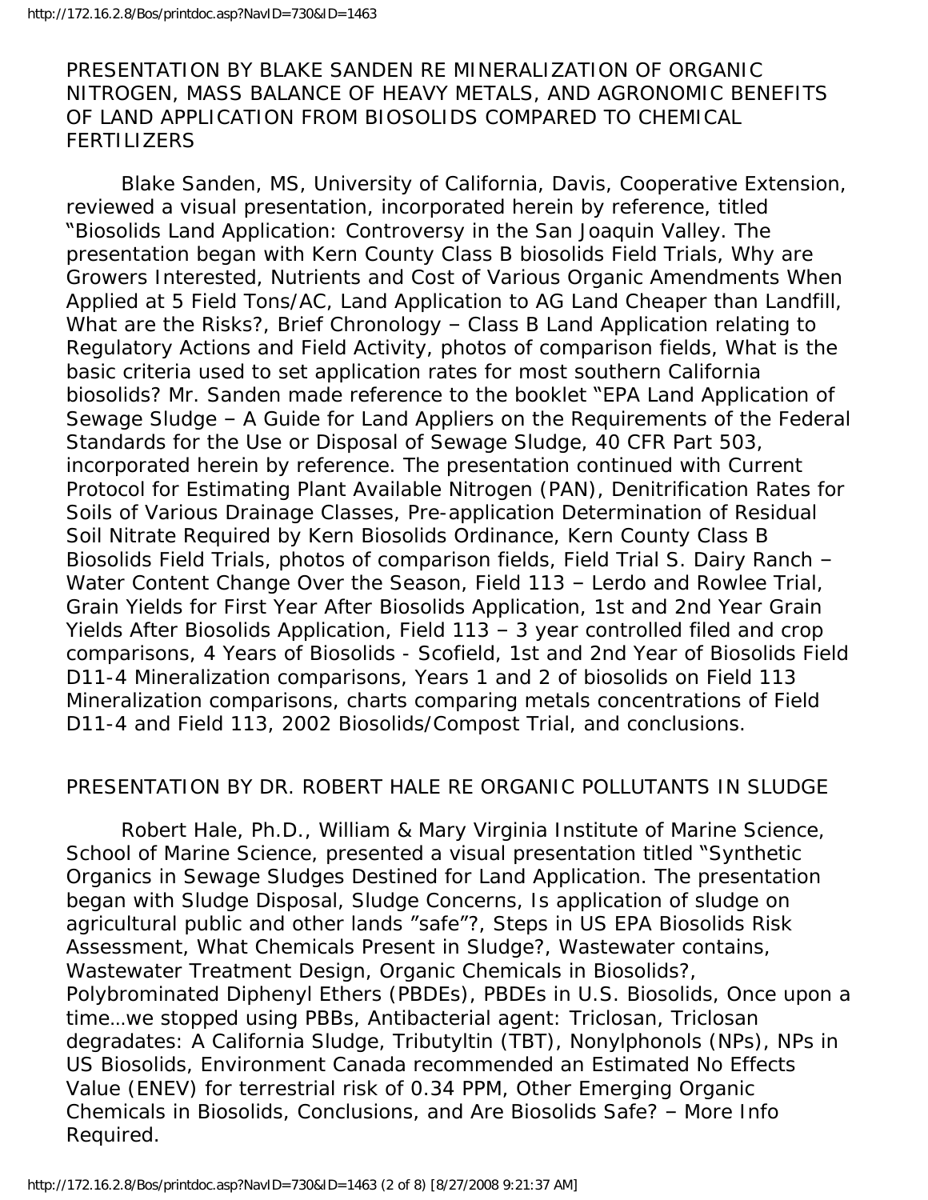## PRESENTATION BY BLAKE SANDEN RE MINERALIZATION OF ORGANIC NITROGEN, MASS BALANCE OF HEAVY METALS, AND AGRONOMIC BENEFITS OF LAND APPLICATION FROM BIOSOLIDS COMPARED TO CHEMICAL FERTILIZERS

Blake Sanden, MS, University of California, Davis, Cooperative Extension, reviewed a visual presentation, incorporated herein by reference, titled "Biosolids Land Application: Controversy in the San Joaquin Valley. The presentation began with Kern County Class B biosolids Field Trials, Why are Growers Interested, Nutrients and Cost of Various Organic Amendments When Applied at 5 Field Tons/AC, Land Application to AG Land Cheaper than Landfill, What are the Risks?, Brief Chronology – Class B Land Application relating to Regulatory Actions and Field Activity, photos of comparison fields, What is the basic criteria used to set application rates for most southern California biosolids? Mr. Sanden made reference to the booklet "EPA Land Application of Sewage Sludge – A Guide for Land Appliers on the Requirements of the Federal Standards for the Use or Disposal of Sewage Sludge, 40 CFR Part 503, incorporated herein by reference. The presentation continued with Current Protocol for Estimating Plant Available Nitrogen (PAN), Denitrification Rates for Soils of Various Drainage Classes, Pre-application Determination of Residual Soil Nitrate Required by Kern Biosolids Ordinance, Kern County Class B Biosolids Field Trials, photos of comparison fields, Field Trial S. Dairy Ranch – Water Content Change Over the Season, Field 113 – Lerdo and Rowlee Trial, Grain Yields for First Year After Biosolids Application, 1st and 2nd Year Grain Yields After Biosolids Application, Field 113 – 3 year controlled filed and crop comparisons, 4 Years of Biosolids - Scofield, 1st and 2nd Year of Biosolids Field D11-4 Mineralization comparisons, Years 1 and 2 of biosolids on Field 113 Mineralization comparisons, charts comparing metals concentrations of Field D11-4 and Field 113, 2002 Biosolids/Compost Trial, and conclusions.

## PRESENTATION BY DR. ROBERT HALE RE ORGANIC POLLUTANTS IN SLUDGE

Robert Hale, Ph.D., William & Mary Virginia Institute of Marine Science, School of Marine Science, presented a visual presentation titled "Synthetic Organics in Sewage Sludges Destined for Land Application. The presentation began with Sludge Disposal, Sludge Concerns, Is application of sludge on agricultural public and other lands "safe"?, Steps in US EPA Biosolids Risk Assessment, What Chemicals Present in Sludge?, Wastewater contains, Wastewater Treatment Design, Organic Chemicals in Biosolids?, Polybrominated Diphenyl Ethers (PBDEs), PBDEs in U.S. Biosolids, Once upon a time…we stopped using PBBs, Antibacterial agent: Triclosan, Triclosan degradates: A California Sludge, Tributyltin (TBT), Nonylphonols (NPs), NPs in US Biosolids, Environment Canada recommended an Estimated No Effects Value (ENEV) for terrestrial risk of 0.34 PPM, Other Emerging Organic Chemicals in Biosolids, Conclusions, and Are Biosolids Safe? – More Info Required.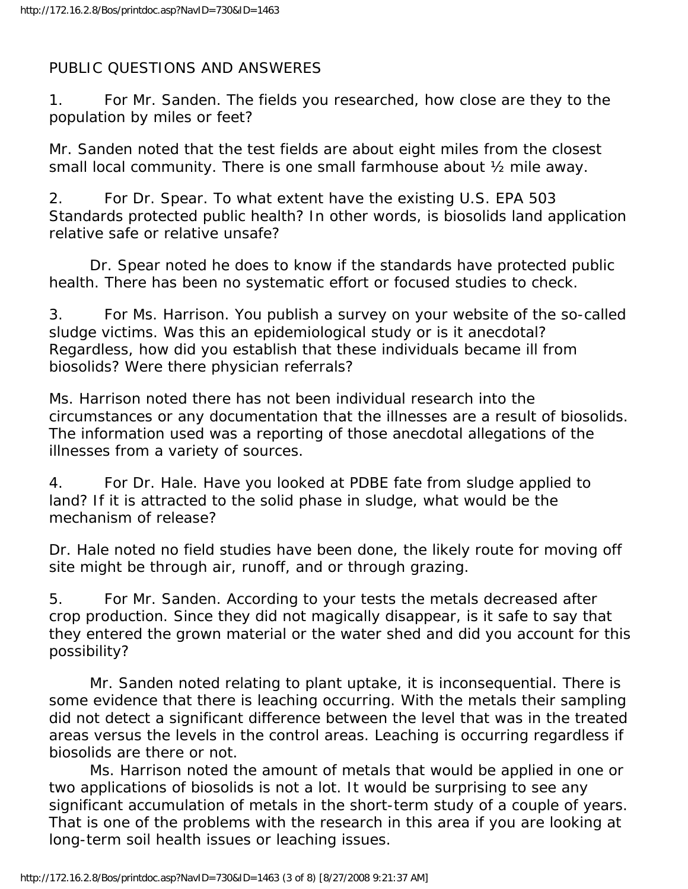PUBLIC QUESTIONS AND ANSWERES

1. For Mr. Sanden. The fields you researched, how close are they to the population by miles or feet?

Mr. Sanden noted that the test fields are about eight miles from the closest small local community. There is one small farmhouse about ½ mile away.

2. For Dr. Spear. To what extent have the existing U.S. EPA 503 Standards protected public health? In other words, is biosolids land application relative safe or relative unsafe?

Dr. Spear noted he does to know if the standards have protected public health. There has been no systematic effort or focused studies to check.

3. For Ms. Harrison. You publish a survey on your website of the so-called sludge victims. Was this an epidemiological study or is it anecdotal? Regardless, how did you establish that these individuals became ill from biosolids? Were there physician referrals?

Ms. Harrison noted there has not been individual research into the circumstances or any documentation that the illnesses are a result of biosolids. The information used was a reporting of those anecdotal allegations of the illnesses from a variety of sources.

4. For Dr. Hale. Have you looked at PDBE fate from sludge applied to land? If it is attracted to the solid phase in sludge, what would be the mechanism of release?

Dr. Hale noted no field studies have been done, the likely route for moving off site might be through air, runoff, and or through grazing.

5. For Mr. Sanden. According to your tests the metals decreased after crop production. Since they did not magically disappear, is it safe to say that they entered the grown material or the water shed and did you account for this possibility?

Mr. Sanden noted relating to plant uptake, it is inconsequential. There is some evidence that there is leaching occurring. With the metals their sampling did not detect a significant difference between the level that was in the treated areas versus the levels in the control areas. Leaching is occurring regardless if biosolids are there or not.

Ms. Harrison noted the amount of metals that would be applied in one or two applications of biosolids is not a lot. It would be surprising to see any significant accumulation of metals in the short-term study of a couple of years. That is one of the problems with the research in this area if you are looking at long-term soil health issues or leaching issues.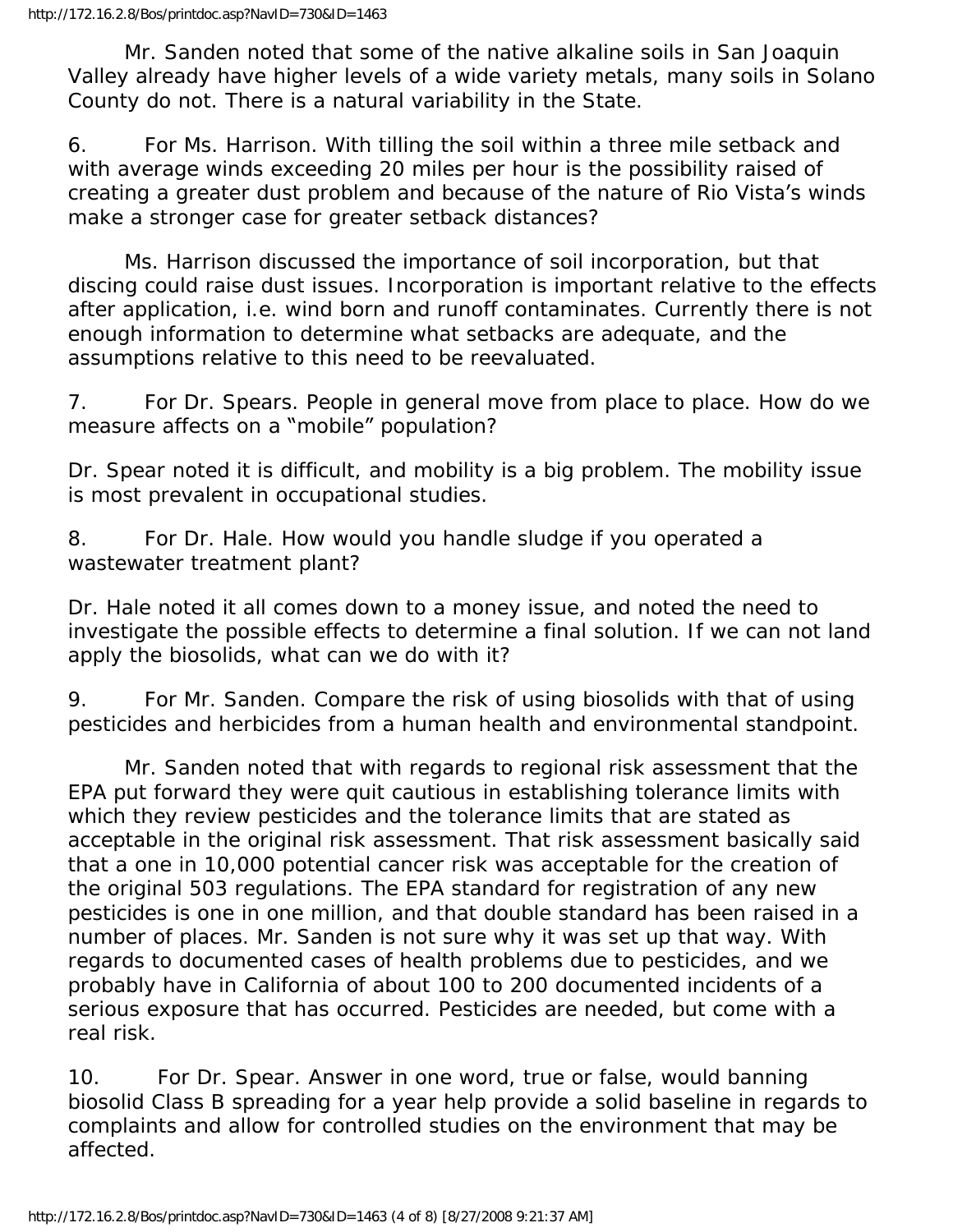Mr. Sanden noted that some of the native alkaline soils in San Joaquin Valley already have higher levels of a wide variety metals, many soils in Solano County do not. There is a natural variability in the State.

6. For Ms. Harrison. With tilling the soil within a three mile setback and with average winds exceeding 20 miles per hour is the possibility raised of creating a greater dust problem and because of the nature of Rio Vista's winds make a stronger case for greater setback distances?

Ms. Harrison discussed the importance of soil incorporation, but that discing could raise dust issues. Incorporation is important relative to the effects after application, i.e. wind born and runoff contaminates. Currently there is not enough information to determine what setbacks are adequate, and the assumptions relative to this need to be reevaluated.

7. For Dr. Spears. People in general move from place to place. How do we measure affects on a "mobile" population?

Dr. Spear noted it is difficult, and mobility is a big problem. The mobility issue is most prevalent in occupational studies.

8. For Dr. Hale. How would you handle sludge if you operated a wastewater treatment plant?

Dr. Hale noted it all comes down to a money issue, and noted the need to investigate the possible effects to determine a final solution. If we can not land apply the biosolids, what can we do with it?

9. For Mr. Sanden. Compare the risk of using biosolids with that of using pesticides and herbicides from a human health and environmental standpoint.

Mr. Sanden noted that with regards to regional risk assessment that the EPA put forward they were quit cautious in establishing tolerance limits with which they review pesticides and the tolerance limits that are stated as acceptable in the original risk assessment. That risk assessment basically said that a one in 10,000 potential cancer risk was acceptable for the creation of the original 503 regulations. The EPA standard for registration of any new pesticides is one in one million, and that double standard has been raised in a number of places. Mr. Sanden is not sure why it was set up that way. With regards to documented cases of health problems due to pesticides, and we probably have in California of about 100 to 200 documented incidents of a serious exposure that has occurred. Pesticides are needed, but come with a real risk.

10. For Dr. Spear. Answer in one word, true or false, would banning biosolid Class B spreading for a year help provide a solid baseline in regards to complaints and allow for controlled studies on the environment that may be affected.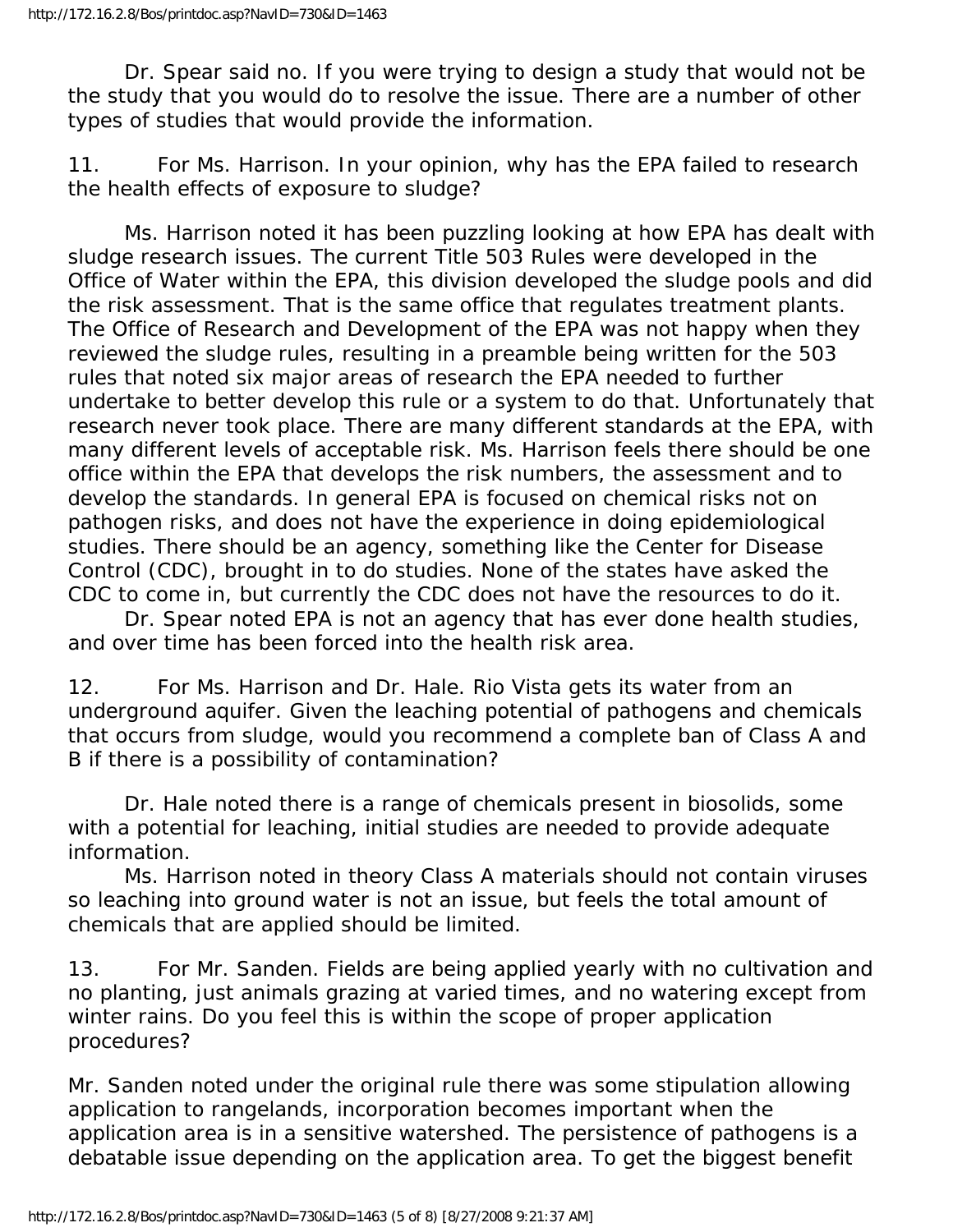Dr. Spear said no. If you were trying to design a study that would not be the study that you would do to resolve the issue. There are a number of other types of studies that would provide the information.

11. For Ms. Harrison. In your opinion, why has the EPA failed to research the health effects of exposure to sludge?

Ms. Harrison noted it has been puzzling looking at how EPA has dealt with sludge research issues. The current Title 503 Rules were developed in the Office of Water within the EPA, this division developed the sludge pools and did the risk assessment. That is the same office that regulates treatment plants. The Office of Research and Development of the EPA was not happy when they reviewed the sludge rules, resulting in a preamble being written for the 503 rules that noted six major areas of research the EPA needed to further undertake to better develop this rule or a system to do that. Unfortunately that research never took place. There are many different standards at the EPA, with many different levels of acceptable risk. Ms. Harrison feels there should be one office within the EPA that develops the risk numbers, the assessment and to develop the standards. In general EPA is focused on chemical risks not on pathogen risks, and does not have the experience in doing epidemiological studies. There should be an agency, something like the Center for Disease Control (CDC), brought in to do studies. None of the states have asked the CDC to come in, but currently the CDC does not have the resources to do it.

Dr. Spear noted EPA is not an agency that has ever done health studies, and over time has been forced into the health risk area.

12. For Ms. Harrison and Dr. Hale. Rio Vista gets its water from an underground aquifer. Given the leaching potential of pathogens and chemicals that occurs from sludge, would you recommend a complete ban of Class A and B if there is a possibility of contamination?

Dr. Hale noted there is a range of chemicals present in biosolids, some with a potential for leaching, initial studies are needed to provide adequate information.

Ms. Harrison noted in theory Class A materials should not contain viruses so leaching into ground water is not an issue, but feels the total amount of chemicals that are applied should be limited.

13. For Mr. Sanden. Fields are being applied yearly with no cultivation and no planting, just animals grazing at varied times, and no watering except from winter rains. Do you feel this is within the scope of proper application procedures?

Mr. Sanden noted under the original rule there was some stipulation allowing application to rangelands, incorporation becomes important when the application area is in a sensitive watershed. The persistence of pathogens is a debatable issue depending on the application area. To get the biggest benefit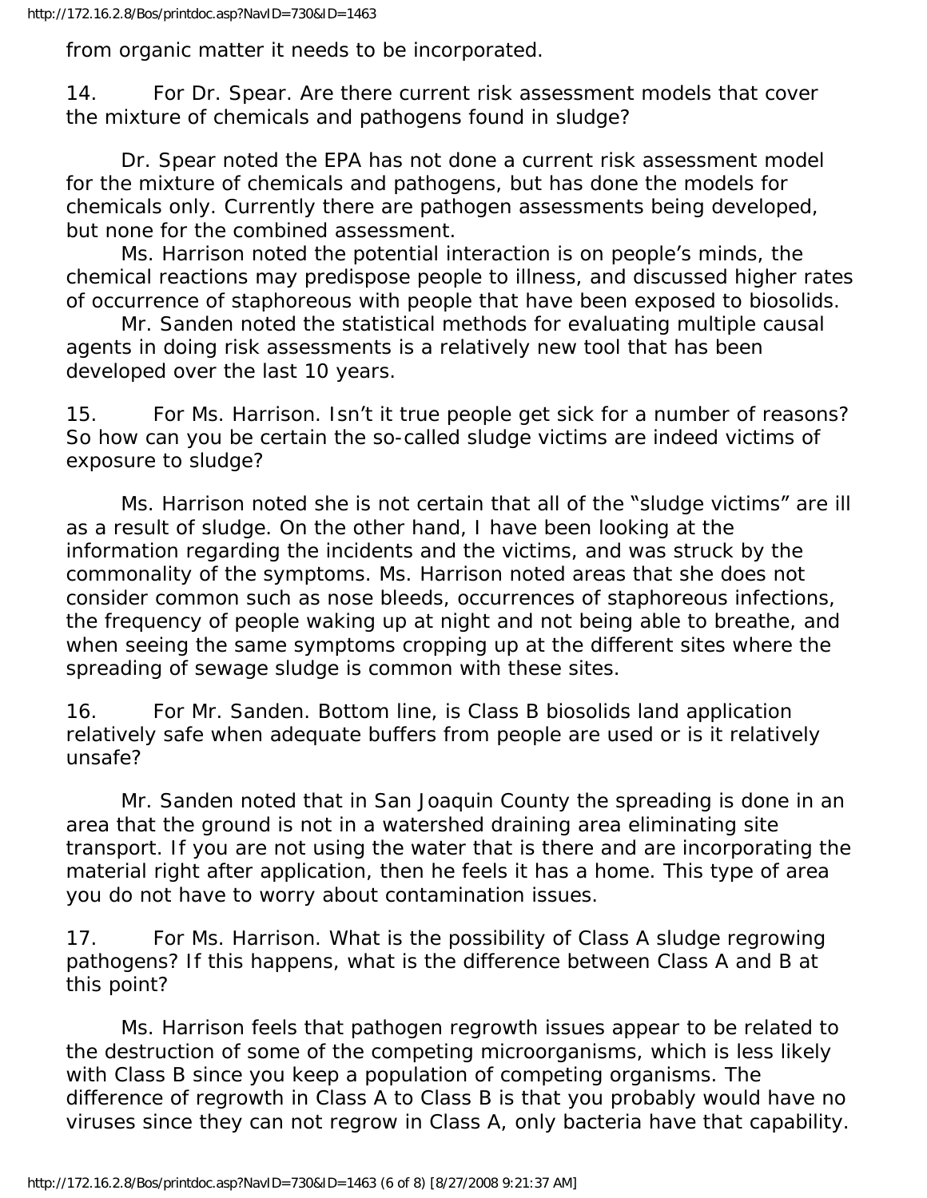from organic matter it needs to be incorporated.

14. For Dr. Spear. Are there current risk assessment models that cover the mixture of chemicals and pathogens found in sludge?

Dr. Spear noted the EPA has not done a current risk assessment model for the mixture of chemicals and pathogens, but has done the models for chemicals only. Currently there are pathogen assessments being developed, but none for the combined assessment.

Ms. Harrison noted the potential interaction is on people's minds, the chemical reactions may predispose people to illness, and discussed higher rates of occurrence of staphoreous with people that have been exposed to biosolids.

Mr. Sanden noted the statistical methods for evaluating multiple causal agents in doing risk assessments is a relatively new tool that has been developed over the last 10 years.

15. For Ms. Harrison. Isn't it true people get sick for a number of reasons? So how can you be certain the so-called sludge victims are indeed victims of exposure to sludge?

Ms. Harrison noted she is not certain that all of the "sludge victims" are ill as a result of sludge. On the other hand, I have been looking at the information regarding the incidents and the victims, and was struck by the commonality of the symptoms. Ms. Harrison noted areas that she does not consider common such as nose bleeds, occurrences of staphoreous infections, the frequency of people waking up at night and not being able to breathe, and when seeing the same symptoms cropping up at the different sites where the spreading of sewage sludge is common with these sites.

16. For Mr. Sanden. Bottom line, is Class B biosolids land application relatively safe when adequate buffers from people are used or is it relatively unsafe?

Mr. Sanden noted that in San Joaquin County the spreading is done in an area that the ground is not in a watershed draining area eliminating site transport. If you are not using the water that is there and are incorporating the material right after application, then he feels it has a home. This type of area you do not have to worry about contamination issues.

17. For Ms. Harrison. What is the possibility of Class A sludge regrowing pathogens? If this happens, what is the difference between Class A and B at this point?

Ms. Harrison feels that pathogen regrowth issues appear to be related to the destruction of some of the competing microorganisms, which is less likely with Class B since you keep a population of competing organisms. The difference of regrowth in Class A to Class B is that you probably would have no viruses since they can not regrow in Class A, only bacteria have that capability.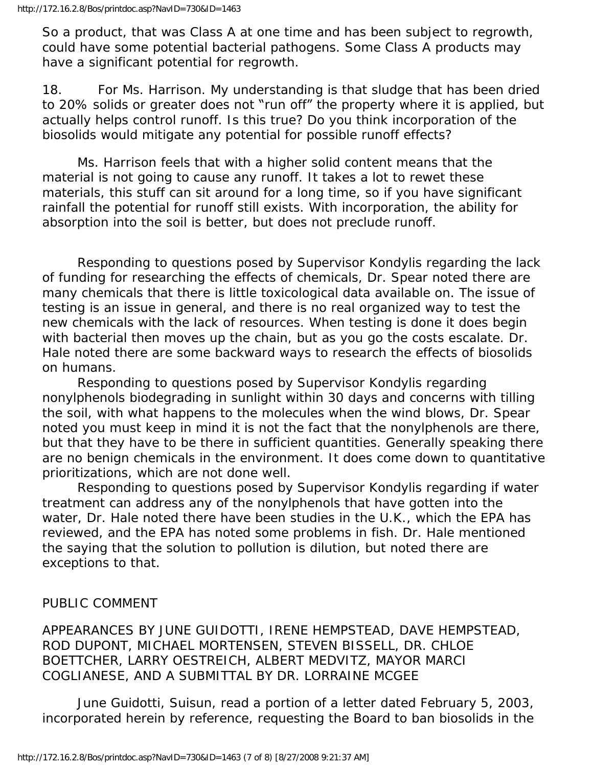So a product, that was Class A at one time and has been subject to regrowth, could have some potential bacterial pathogens. Some Class A products may have a significant potential for regrowth.

18. For Ms. Harrison. My understanding is that sludge that has been dried to 20% solids or greater does not "run off" the property where it is applied, but actually helps control runoff. Is this true? Do you think incorporation of the biosolids would mitigate any potential for possible runoff effects?

Ms. Harrison feels that with a higher solid content means that the material is not going to cause any runoff. It takes a lot to rewet these materials, this stuff can sit around for a long time, so if you have significant rainfall the potential for runoff still exists. With incorporation, the ability for absorption into the soil is better, but does not preclude runoff.

Responding to questions posed by Supervisor Kondylis regarding the lack of funding for researching the effects of chemicals, Dr. Spear noted there are many chemicals that there is little toxicological data available on. The issue of testing is an issue in general, and there is no real organized way to test the new chemicals with the lack of resources. When testing is done it does begin with bacterial then moves up the chain, but as you go the costs escalate. Dr. Hale noted there are some backward ways to research the effects of biosolids on humans.

Responding to questions posed by Supervisor Kondylis regarding nonylphenols biodegrading in sunlight within 30 days and concerns with tilling the soil, with what happens to the molecules when the wind blows, Dr. Spear noted you must keep in mind it is not the fact that the nonylphenols are there, but that they have to be there in sufficient quantities. Generally speaking there are no benign chemicals in the environment. It does come down to quantitative prioritizations, which are not done well.

Responding to questions posed by Supervisor Kondylis regarding if water treatment can address any of the nonylphenols that have gotten into the water, Dr. Hale noted there have been studies in the U.K., which the EPA has reviewed, and the EPA has noted some problems in fish. Dr. Hale mentioned the saying that the solution to pollution is dilution, but noted there are exceptions to that.

PUBLIC COMMENT

APPEARANCES BY JUNE GUIDOTTI, IRENE HEMPSTEAD, DAVE HEMPSTEAD, ROD DUPONT, MICHAEL MORTENSEN, STEVEN BISSELL, DR. CHLOE BOETTCHER, LARRY OESTREICH, ALBERT MEDVITZ, MAYOR MARCI COGLIANESE, AND A SUBMITTAL BY DR. LORRAINE MCGEE

June Guidotti, Suisun, read a portion of a letter dated February 5, 2003, incorporated herein by reference, requesting the Board to ban biosolids in the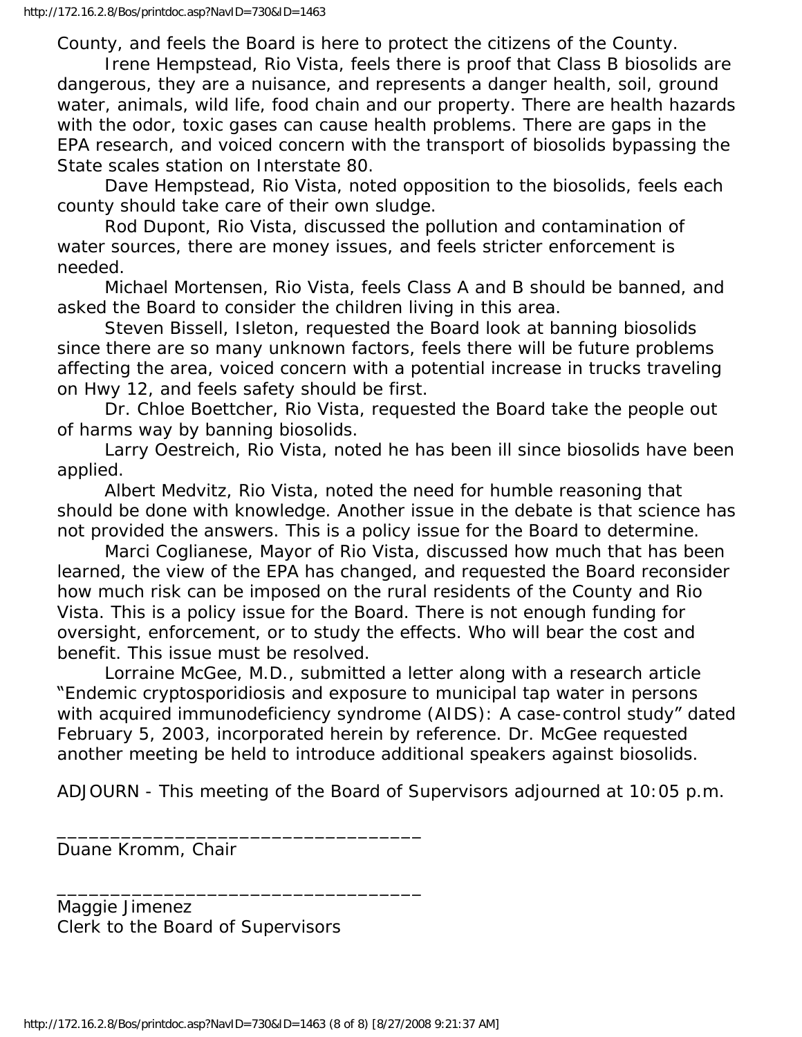County, and feels the Board is here to protect the citizens of the County.

Irene Hempstead, Rio Vista, feels there is proof that Class B biosolids are dangerous, they are a nuisance, and represents a danger health, soil, ground water, animals, wild life, food chain and our property. There are health hazards with the odor, toxic gases can cause health problems. There are gaps in the EPA research, and voiced concern with the transport of biosolids bypassing the State scales station on Interstate 80.

Dave Hempstead, Rio Vista, noted opposition to the biosolids, feels each county should take care of their own sludge.

Rod Dupont, Rio Vista, discussed the pollution and contamination of water sources, there are money issues, and feels stricter enforcement is needed.

Michael Mortensen, Rio Vista, feels Class A and B should be banned, and asked the Board to consider the children living in this area.

Steven Bissell, Isleton, requested the Board look at banning biosolids since there are so many unknown factors, feels there will be future problems affecting the area, voiced concern with a potential increase in trucks traveling on Hwy 12, and feels safety should be first.

Dr. Chloe Boettcher, Rio Vista, requested the Board take the people out of harms way by banning biosolids.

Larry Oestreich, Rio Vista, noted he has been ill since biosolids have been applied.

Albert Medvitz, Rio Vista, noted the need for humble reasoning that should be done with knowledge. Another issue in the debate is that science has not provided the answers. This is a policy issue for the Board to determine.

Marci Coglianese, Mayor of Rio Vista, discussed how much that has been learned, the view of the EPA has changed, and requested the Board reconsider how much risk can be imposed on the rural residents of the County and Rio Vista. This is a policy issue for the Board. There is not enough funding for oversight, enforcement, or to study the effects. Who will bear the cost and benefit. This issue must be resolved.

Lorraine McGee, M.D., submitted a letter along with a research article "Endemic cryptosporidiosis and exposure to municipal tap water in persons with acquired immunodeficiency syndrome (AIDS): A case-control study" dated February 5, 2003, incorporated herein by reference. Dr. McGee requested another meeting be held to introduce additional speakers against biosolids.

ADJOURN - This meeting of the Board of Supervisors adjourned at 10:05 p.m.

__________________________________
Duane Kromm, Chair

__________________________________
Maggie Jimenez
Clerk to the Board of Supervisors